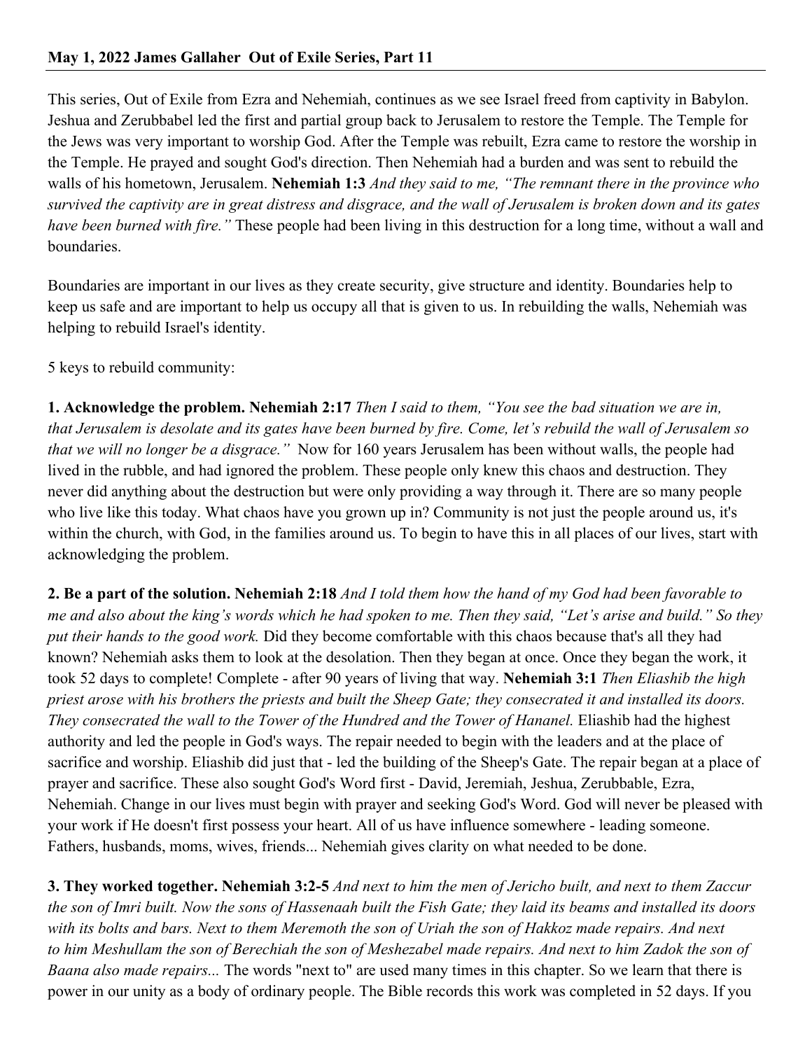**May 1, 2022 James Gallaher Out of Exile Series, Part 11**

This series, Out of Exile from Ezra and Nehemiah, continues as we see Israel freed from captivity in Babylon. Jeshua and Zerubbabel led the first and partial group back to Jerusalem to restore the Temple. The Temple for the Jews was very important to worship God. After the Temple was rebuilt, Ezra came to restore the worship in the Temple. He prayed and sought God's direction. Then Nehemiah had a burden and was sent to rebuild the walls of his hometown, Jerusalem. **Nehemiah 1:3** *And they said to me, "The remnant there in the province who survived the captivity are in great distress and disgrace, and the wall of Jerusalem is broken down and its gates have been burned with fire."* These people had been living in this destruction for a long time, without a wall and boundaries.

Boundaries are important in our lives as they create security, give structure and identity. Boundaries help to keep us safe and are important to help us occupy all that is given to us. In rebuilding the walls, Nehemiah was helping to rebuild Israel's identity.

5 keys to rebuild community:

**1. Acknowledge the problem. Nehemiah 2:17** *Then I said to them, "You see the bad situation we are in, that Jerusalem is desolate and its gates have been burned by fire. Come, let's rebuild the wall of Jerusalem so that we will no longer be a disgrace."* Now for 160 years Jerusalem has been without walls, the people had lived in the rubble, and had ignored the problem. These people only knew this chaos and destruction. They never did anything about the destruction but were only providing a way through it. There are so many people who live like this today. What chaos have you grown up in? Community is not just the people around us, it's within the church, with God, in the families around us. To begin to have this in all places of our lives, start with acknowledging the problem.

**2. Be a part of the solution. Nehemiah 2:18** *And I told them how the hand of my God had been favorable to me and also about the king's words which he had spoken to me. Then they said, "Let's arise and build." So they put their hands to the good work.* Did they become comfortable with this chaos because that's all they had known? Nehemiah asks them to look at the desolation. Then they began at once. Once they began the work, it took 52 days to complete! Complete - after 90 years of living that way. **Nehemiah 3:1** *Then Eliashib the high priest arose with his brothers the priests and built the Sheep Gate; they consecrated it and installed its doors. They consecrated the wall to the Tower of the Hundred and the Tower of Hananel.* Eliashib had the highest authority and led the people in God's ways. The repair needed to begin with the leaders and at the place of sacrifice and worship. Eliashib did just that - led the building of the Sheep's Gate. The repair began at a place of prayer and sacrifice. These also sought God's Word first - David, Jeremiah, Jeshua, Zerubbable, Ezra, Nehemiah. Change in our lives must begin with prayer and seeking God's Word. God will never be pleased with your work if He doesn't first possess your heart. All of us have influence somewhere - leading someone. Fathers, husbands, moms, wives, friends... Nehemiah gives clarity on what needed to be done.

**3. They worked together. Nehemiah 3:2-5** *And next to him the men of Jericho built, and next to them Zaccur the son of Imri built. Now the sons of Hassenaah built the Fish Gate; they laid its beams and installed its doors with its bolts and bars. Next to them Meremoth the son of Uriah the son of Hakkoz made repairs. And next to him Meshullam the son of Berechiah the son of Meshezabel made repairs. And next to him Zadok the son of Baana also made repairs...* The words "next to" are used many times in this chapter. So we learn that there is power in our unity as a body of ordinary people. The Bible records this work was completed in 52 days. If you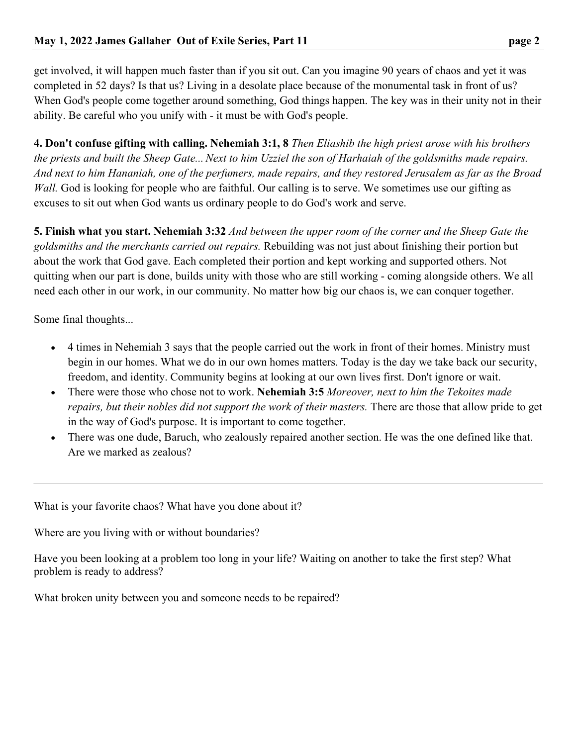get involved, it will happen much faster than if you sit out. Can you imagine 90 years of chaos and yet it was completed in 52 days? Is that us? Living in a desolate place because of the monumental task in front of us? When God's people come together around something, God things happen. The key was in their unity not in their ability. Be careful who you unify with - it must be with God's people.

**4. Don't confuse gifting with calling. Nehemiah 3:1, 8** *Then Eliashib the high priest arose with his brothers the priests and built the Sheep Gate... Next to him Uzziel the son of Harhaiah of the goldsmiths made repairs. And next to him Hananiah, one of the perfumers, made repairs, and they restored Jerusalem as far as the Broad Wall.* God is looking for people who are faithful. Our calling is to serve. We sometimes use our gifting as excuses to sit out when God wants us ordinary people to do God's work and serve.

**5. Finish what you start. Nehemiah 3:32** *And between the upper room of the corner and the Sheep Gate the goldsmiths and the merchants carried out repairs.* Rebuilding was not just about finishing their portion but about the work that God gave. Each completed their portion and kept working and supported others. Not quitting when our part is done, builds unity with those who are still working - coming alongside others. We all need each other in our work, in our community. No matter how big our chaos is, we can conquer together.

Some final thoughts...

- 4 times in Nehemiah 3 says that the people carried out the work in front of their homes. Ministry must begin in our homes. What we do in our own homes matters. Today is the day we take back our security, freedom, and identity. Community begins at looking at our own lives first. Don't ignore or wait.
- There were those who chose not to work. **Nehemiah 3:5** *Moreover, next to him the Tekoites made repairs, but their nobles did not support the work of their masters.* There are those that allow pride to get in the way of God's purpose. It is important to come together.
- There was one dude, Baruch, who zealously repaired another section. He was the one defined like that. Are we marked as zealous?

---

What is your favorite chaos? What have you done about it?

Where are you living with or without boundaries?

Have you been looking at a problem too long in your life? Waiting on another to take the first step? What problem is ready to address?

What broken unity between you and someone needs to be repaired?